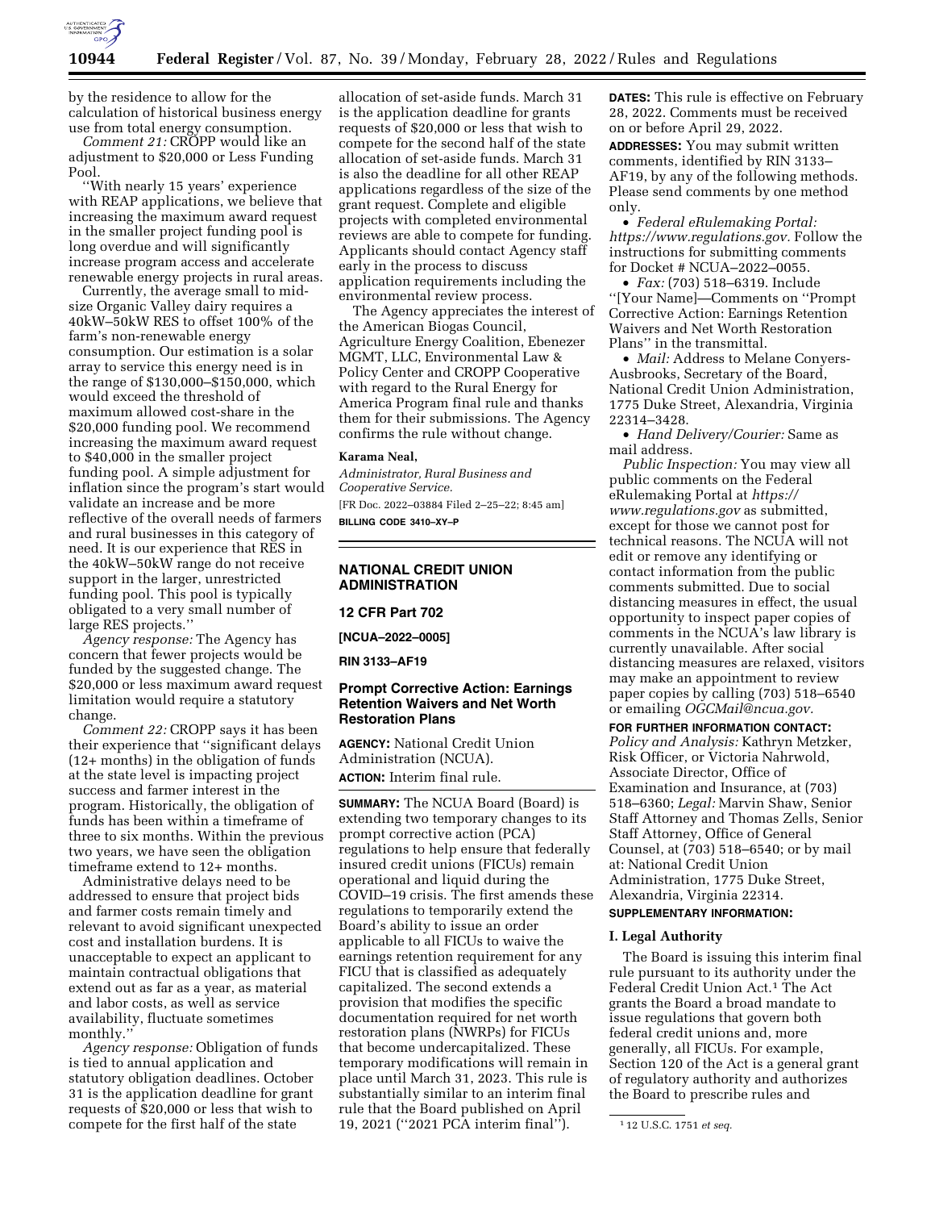by the residence to allow for the calculation of historical business energy use from total energy consumption.

*Comment 21:* CROPP would like an adjustment to $20,000 or Less Funding Pool.

''With nearly 15 years' experience with REAP applications, we believe that increasing the maximum award request in the smaller project funding pool is long overdue and will significantly increase program access and accelerate renewable energy projects in rural areas.

Currently, the average small to mid-size Organic Valley dairy requires a 40kW–50kW RES to offset 100% of the farm's non-renewable energy consumption. Our estimation is a solar array to service this energy need is in the range of $130,000–$150,000, which would exceed the threshold of maximum allowed cost-share in the $20,000 funding pool. We recommend increasing the maximum award request to $40,000 in the smaller project funding pool. A simple adjustment for inflation since the program's start would validate an increase and be more reflective of the overall needs of farmers and rural businesses in this category of need. It is our experience that RES in the 40kW–50kW range do not receive support in the larger, unrestricted funding pool. This pool is typically obligated to a very small number of large RES projects.''

*Agency response:* The Agency has concern that fewer projects would be funded by the suggested change. The $20,000 or less maximum award request limitation would require a statutory change.

*Comment 22:* CROPP says it has been their experience that ''significant delays (12+ months) in the obligation of funds at the state level is impacting project success and farmer interest in the program. Historically, the obligation of funds has been within a timeframe of three to six months. Within the previous two years, we have seen the obligation timeframe extend to 12+ months.

Administrative delays need to be addressed to ensure that project bids and farmer costs remain timely and relevant to avoid significant unexpected cost and installation burdens. It is unacceptable to expect an applicant to maintain contractual obligations that extend out as far as a year, as material and labor costs, as well as service availability, fluctuate sometimes monthly.''

*Agency response:* Obligation of funds is tied to annual application and statutory obligation deadlines. October 31 is the application deadline for grant requests of $20,000 or less that wish to compete for the first half of the state allocation of set-aside funds. March 31 is the application deadline for grants requests of $20,000 or less that wish to compete for the second half of the state allocation of set-aside funds. March 31 is also the deadline for all other REAP applications regardless of the size of the grant request. Complete and eligible projects with completed environmental reviews are able to compete for funding. Applicants should contact Agency staff early in the process to discuss application requirements including the environmental review process.

The Agency appreciates the interest of the American Biogas Council, Agriculture Energy Coalition, Ebenezer MGMT, LLC, Environmental Law & Policy Center and CROPP Cooperative with regard to the Rural Energy for America Program final rule and thanks them for their submissions. The Agency confirms the rule without change.

**Karama Neal,**

*Administrator, Rural Business and Cooperative Service.*

[FR Doc. 2022–03884 Filed 2–25–22; 8:45 am]

**BILLING CODE 3410–XY–P**

---

## NATIONAL CREDIT UNION ADMINISTRATION

### 12 CFR Part 702

**[NCUA–2022–0005]**

**RIN 3133–AF19**

### Prompt Corrective Action: Earnings Retention Waivers and Net Worth Restoration Plans

**AGENCY:** National Credit Union Administration (NCUA).

**ACTION:** Interim final rule.

**SUMMARY:** The NCUA Board (Board) is extending two temporary changes to its prompt corrective action (PCA) regulations to help ensure that federally insured credit unions (FICUs) remain operational and liquid during the COVID–19 crisis. The first amends these regulations to temporarily extend the Board's ability to issue an order applicable to all FICUs to waive the earnings retention requirement for any FICU that is classified as adequately capitalized. The second extends a provision that modifies the specific documentation required for net worth restoration plans (NWRPs) for FICUs that become undercapitalized. These temporary modifications will remain in place until March 31, 2023. This rule is substantially similar to an interim final rule that the Board published on April 19, 2021 (''2021 PCA interim final'').

**DATES:** This rule is effective on February 28, 2022. Comments must be received on or before April 29, 2022.

**ADDRESSES:** You may submit written comments, identified by RIN 3133–AF19, by any of the following methods. Please send comments by one method only.

- *Federal eRulemaking Portal: https://www.regulations.gov.* Follow the instructions for submitting comments for Docket # NCUA–2022–0055.
- *Fax:* (703) 518–6319. Include ''[Your Name]—Comments on ''Prompt Corrective Action: Earnings Retention Waivers and Net Worth Restoration Plans'' in the transmittal.
- *Mail:* Address to Melane Conyers-Ausbrooks, Secretary of the Board, National Credit Union Administration, 1775 Duke Street, Alexandria, Virginia 22314–3428.
- *Hand Delivery/Courier:* Same as mail address.

*Public Inspection:* You may view all public comments on the Federal eRulemaking Portal at *https://www.regulations.gov* as submitted, except for those we cannot post for technical reasons. The NCUA will not edit or remove any identifying or contact information from the public comments submitted. Due to social distancing measures in effect, the usual opportunity to inspect paper copies of comments in the NCUA's law library is currently unavailable. After social distancing measures are relaxed, visitors may make an appointment to review paper copies by calling (703) 518–6540 or emailing *OGCMail@ncua.gov.*

**FOR FURTHER INFORMATION CONTACT:** *Policy and Analysis:* Kathryn Metzker, Risk Officer, or Victoria Nahrwold, Associate Director, Office of Examination and Insurance, at (703) 518–6360; *Legal:* Marvin Shaw, Senior Staff Attorney and Thomas Zells, Senior Staff Attorney, Office of General Counsel, at (703) 518–6540; or by mail at: National Credit Union Administration, 1775 Duke Street, Alexandria, Virginia 22314.

**SUPPLEMENTARY INFORMATION:**

#### I. Legal Authority

The Board is issuing this interim final rule pursuant to its authority under the Federal Credit Union Act.[1] The Act grants the Board a broad mandate to issue regulations that govern both federal credit unions and, more generally, all FICUs. For example, Section 120 of the Act is a general grant of regulatory authority and authorizes the Board to prescribe rules and

[1] 12 U.S.C. 1751 *et seq.*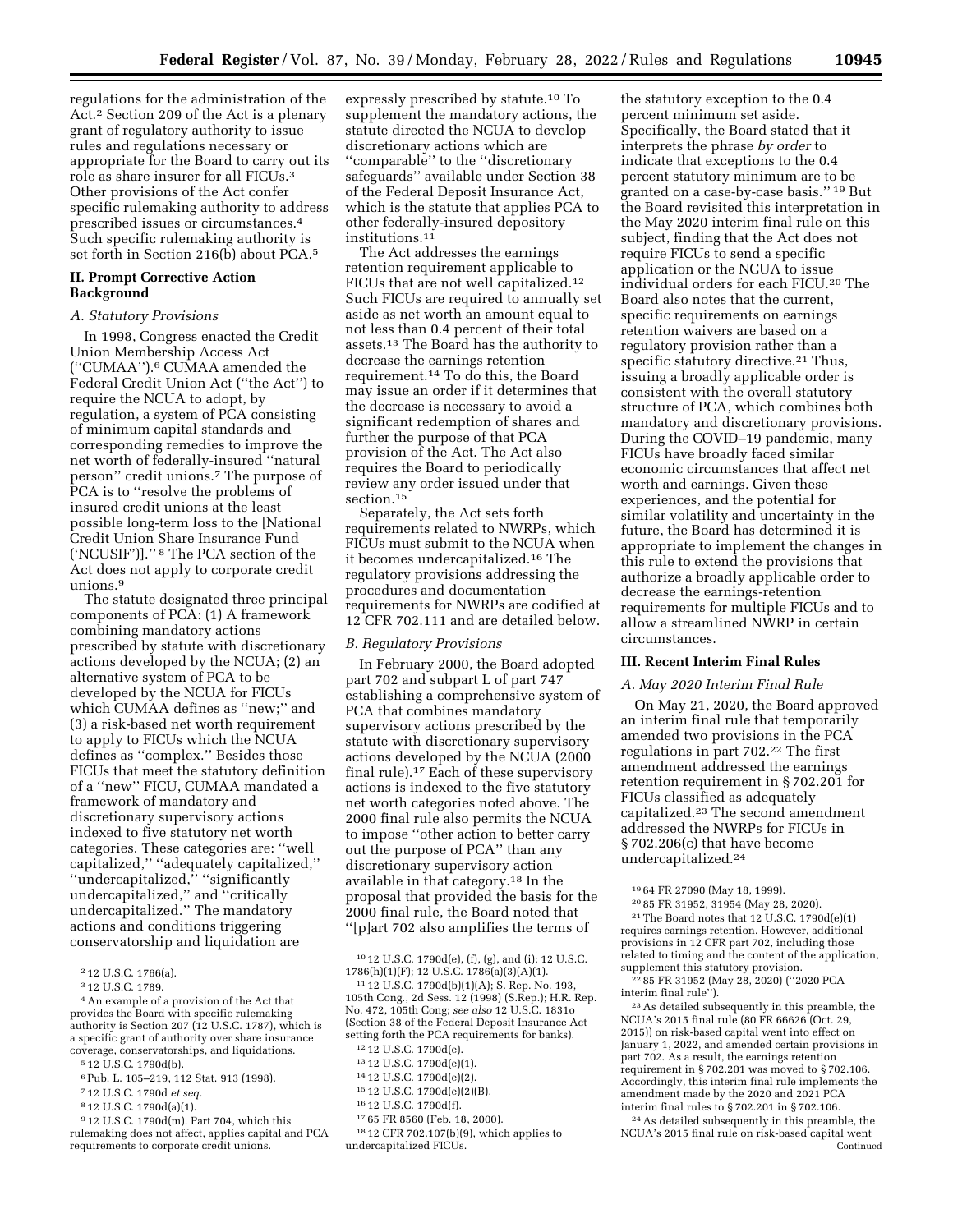regulations for the administration of the Act.[2] Section 209 of the Act is a plenary grant of regulatory authority to issue rules and regulations necessary or appropriate for the Board to carry out its role as share insurer for all FICUs.[3] Other provisions of the Act confer specific rulemaking authority to address prescribed issues or circumstances.[4] Such specific rulemaking authority is set forth in Section 216(b) about PCA.[5]

## II. Prompt Corrective Action Background

### A. Statutory Provisions

In 1998, Congress enacted the Credit Union Membership Access Act (''CUMAA'').[6] CUMAA amended the Federal Credit Union Act (''the Act'') to require the NCUA to adopt, by regulation, a system of PCA consisting of minimum capital standards and corresponding remedies to improve the net worth of federally-insured ''natural person'' credit unions.[7] The purpose of PCA is to ''resolve the problems of insured credit unions at the least possible long-term loss to the [National Credit Union Share Insurance Fund ('NCUSIF')].'' [8] The PCA section of the Act does not apply to corporate credit unions.[9]

The statute designated three principal components of PCA: (1) A framework combining mandatory actions prescribed by statute with discretionary actions developed by the NCUA; (2) an alternative system of PCA to be developed by the NCUA for FICUs which CUMAA defines as ''new;'' and (3) a risk-based net worth requirement to apply to FICUs which the NCUA defines as ''complex.'' Besides those FICUs that meet the statutory definition of a ''new'' FICU, CUMAA mandated a framework of mandatory and discretionary supervisory actions indexed to five statutory net worth categories. These categories are: ''well capitalized,'' ''adequately capitalized,'' ''undercapitalized,'' ''significantly undercapitalized,'' and ''critically undercapitalized.'' The mandatory actions and conditions triggering conservatorship and liquidation are expressly prescribed by statute.[10] To supplement the mandatory actions, the statute directed the NCUA to develop discretionary actions which are ''comparable'' to the ''discretionary safeguards'' available under Section 38 of the Federal Deposit Insurance Act, which is the statute that applies PCA to other federally-insured depository institutions.[11]

The Act addresses the earnings retention requirement applicable to FICUs that are not well capitalized.[12] Such FICUs are required to annually set aside as net worth an amount equal to not less than 0.4 percent of their total assets.[13] The Board has the authority to decrease the earnings retention requirement.[14] To do this, the Board may issue an order if it determines that the decrease is necessary to avoid a significant redemption of shares and further the purpose of that PCA provision of the Act. The Act also requires the Board to periodically review any order issued under that section.[15]

Separately, the Act sets forth requirements related to NWRPs, which FICUs must submit to the NCUA when it becomes undercapitalized.[16] The regulatory provisions addressing the procedures and documentation requirements for NWRPs are codified at 12 CFR 702.111 and are detailed below.

### B. Regulatory Provisions

In February 2000, the Board adopted part 702 and subpart L of part 747 establishing a comprehensive system of PCA that combines mandatory supervisory actions prescribed by the statute with discretionary supervisory actions developed by the NCUA (2000 final rule).[17] Each of these supervisory actions is indexed to the five statutory net worth categories noted above. The 2000 final rule also permits the NCUA to impose ''other action to better carry out the purpose of PCA'' than any discretionary supervisory action available in that category.[18] In the proposal that provided the basis for the 2000 final rule, the Board noted that ''[p]art 702 also amplifies the terms of the statutory exception to the 0.4 percent minimum set aside. Specifically, the Board stated that it interprets the phrase *by order* to indicate that exceptions to the 0.4 percent statutory minimum are to be granted on a case-by-case basis.'' [19] But the Board revisited this interpretation in the May 2020 interim final rule on this subject, finding that the Act does not require FICUs to send a specific application or the NCUA to issue individual orders for each FICU.[20] The Board also notes that the current, specific requirements on earnings retention waivers are based on a regulatory provision rather than a specific statutory directive.[21] Thus, issuing a broadly applicable order is consistent with the overall statutory structure of PCA, which combines both mandatory and discretionary provisions. During the COVID–19 pandemic, many FICUs have broadly faced similar economic circumstances that affect net worth and earnings. Given these experiences, and the potential for similar volatility and uncertainty in the future, the Board has determined it is appropriate to implement the changes in this rule to extend the provisions that authorize a broadly applicable order to decrease the earnings-retention requirements for multiple FICUs and to allow a streamlined NWRP in certain circumstances.

## III. Recent Interim Final Rules

### A. May 2020 Interim Final Rule

On May 21, 2020, the Board approved an interim final rule that temporarily amended two provisions in the PCA regulations in part 702.[22] The first amendment addressed the earnings retention requirement in § 702.201 for FICUs classified as adequately capitalized.[23] The second amendment addressed the NWRPs for FICUs in § 702.206(c) that have become undercapitalized.[24]

---

[2] 12 U.S.C. 1766(a).

[3] 12 U.S.C. 1789.

[4] An example of a provision of the Act that provides the Board with specific rulemaking authority is Section 207 (12 U.S.C. 1787), which is a specific grant of authority over share insurance coverage, conservatorships, and liquidations.

[5] 12 U.S.C. 1790d(b).

[6] Pub. L. 105–219, 112 Stat. 913 (1998).

[7] 12 U.S.C. 1790d *et seq.*

[8] 12 U.S.C. 1790d(a)(1).

[9] 12 U.S.C. 1790d(m). Part 704, which this rulemaking does not affect, applies capital and PCA requirements to corporate credit unions.

[10] 12 U.S.C. 1790d(e), (f), (g), and (i); 12 U.S.C. 1786(h)(1)(F); 12 U.S.C. 1786(a)(3)(A)(1).

[11] 12 U.S.C. 1790d(b)(1)(A); S. Rep. No. 193, 105th Cong., 2d Sess. 12 (1998) (S.Rep.); H.R. Rep. No. 472, 105th Cong; *see also* 12 U.S.C. 1831o (Section 38 of the Federal Deposit Insurance Act setting forth the PCA requirements for banks).

[12] 12 U.S.C. 1790d(e).

[13] 12 U.S.C. 1790d(e)(1).

[14] 12 U.S.C. 1790d(e)(2).

[15] 12 U.S.C. 1790d(e)(2)(B).

[16] 12 U.S.C. 1790d(f).

[17] 65 FR 8560 (Feb. 18, 2000).

[18] 12 CFR 702.107(b)(9), which applies to undercapitalized FICUs.

[19] 64 FR 27090 (May 18, 1999).

[20] 85 FR 31952, 31954 (May 28, 2020).

[21] The Board notes that 12 U.S.C. 1790d(e)(1) requires earnings retention. However, additional provisions in 12 CFR part 702, including those related to timing and the content of the application, supplement this statutory provision.

[22] 85 FR 31952 (May 28, 2020) (''2020 PCA interim final rule'').

[23] As detailed subsequently in this preamble, the NCUA's 2015 final rule (80 FR 66626 (Oct. 29, 2015)) on risk-based capital went into effect on January 1, 2022, and amended certain provisions in part 702. As a result, the earnings retention requirement in § 702.201 was moved to § 702.106. Accordingly, this interim final rule implements the amendment made by the 2020 and 2021 PCA interim final rules to § 702.201 in § 702.106.

[24] As detailed subsequently in this preamble, the NCUA's 2015 final rule on risk-based capital went Continued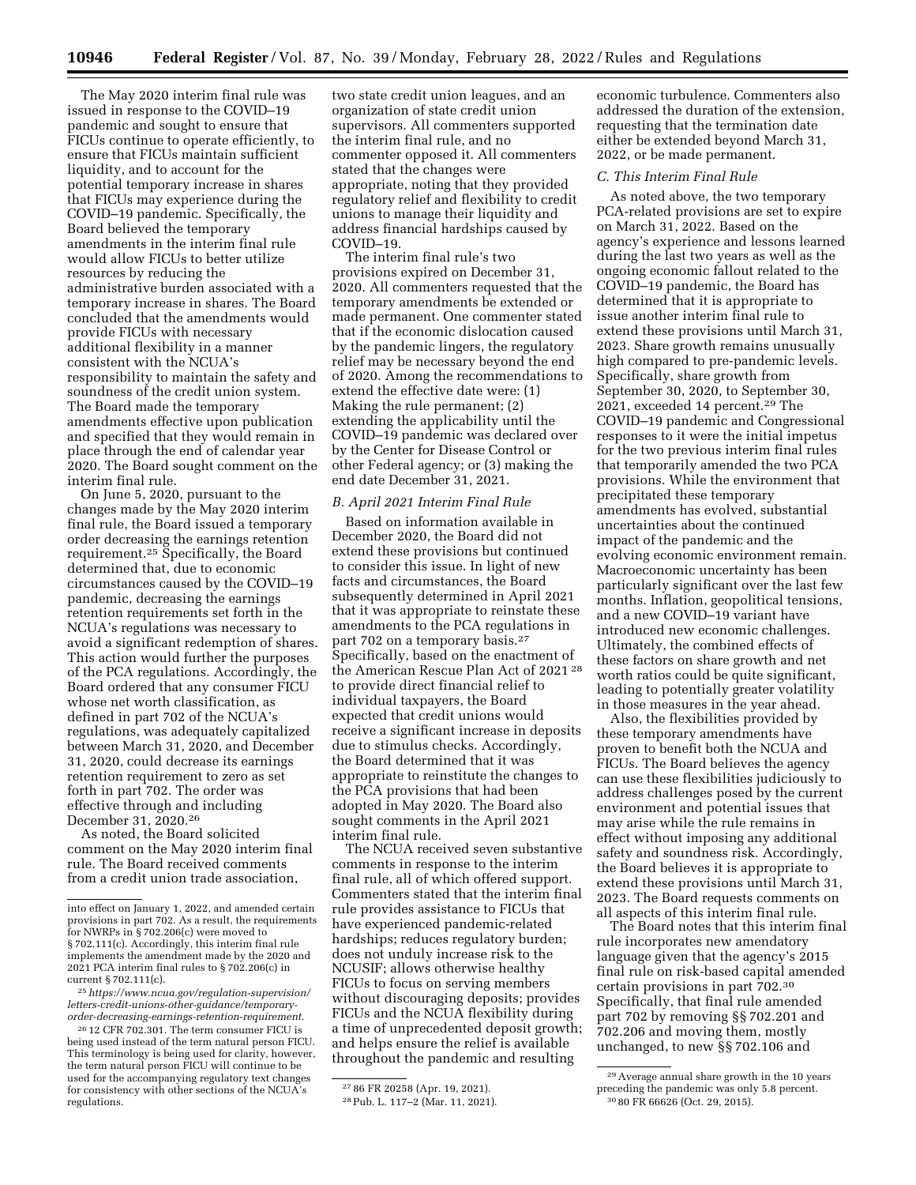The May 2020 interim final rule was issued in response to the COVID–19 pandemic and sought to ensure that FICUs continue to operate efficiently, to ensure that FICUs maintain sufficient liquidity, and to account for the potential temporary increase in shares that FICUs may experience during the COVID–19 pandemic. Specifically, the Board believed the temporary amendments in the interim final rule would allow FICUs to better utilize resources by reducing the administrative burden associated with a temporary increase in shares. The Board concluded that the amendments would provide FICUs with necessary additional flexibility in a manner consistent with the NCUA's responsibility to maintain the safety and soundness of the credit union system. The Board made the temporary amendments effective upon publication and specified that they would remain in place through the end of calendar year 2020. The Board sought comment on the interim final rule.

On June 5, 2020, pursuant to the changes made by the May 2020 interim final rule, the Board issued a temporary order decreasing the earnings retention requirement.[25] Specifically, the Board determined that, due to economic circumstances caused by the COVID–19 pandemic, decreasing the earnings retention requirements set forth in the NCUA's regulations was necessary to avoid a significant redemption of shares. This action would further the purposes of the PCA regulations. Accordingly, the Board ordered that any consumer FICU whose net worth classification, as defined in part 702 of the NCUA's regulations, was adequately capitalized between March 31, 2020, and December 31, 2020, could decrease its earnings retention requirement to zero as set forth in part 702. The order was effective through and including December 31, 2020.[26]

As noted, the Board solicited comment on the May 2020 interim final rule. The Board received comments from a credit union trade association, two state credit union leagues, and an organization of state credit union supervisors. All commenters supported the interim final rule, and no commenter opposed it. All commenters stated that the changes were appropriate, noting that they provided regulatory relief and flexibility to credit unions to manage their liquidity and address financial hardships caused by COVID–19.

The interim final rule's two provisions expired on December 31, 2020. All commenters requested that the temporary amendments be extended or made permanent. One commenter stated that if the economic dislocation caused by the pandemic lingers, the regulatory relief may be necessary beyond the end of 2020. Among the recommendations to extend the effective date were: (1) Making the rule permanent; (2) extending the applicability until the COVID–19 pandemic was declared over by the Center for Disease Control or other Federal agency; or (3) making the end date December 31, 2021.

### *B. April 2021 Interim Final Rule*

Based on information available in December 2020, the Board did not extend these provisions but continued to consider this issue. In light of new facts and circumstances, the Board subsequently determined in April 2021 that it was appropriate to reinstate these amendments to the PCA regulations in part 702 on a temporary basis.[27] Specifically, based on the enactment of the American Rescue Plan Act of 2021[28] to provide direct financial relief to individual taxpayers, the Board expected that credit unions would receive a significant increase in deposits due to stimulus checks. Accordingly, the Board determined that it was appropriate to reinstitute the changes to the PCA provisions that had been adopted in May 2020. The Board also sought comments in the April 2021 interim final rule.

The NCUA received seven substantive comments in response to the interim final rule, all of which offered support. Commenters stated that the interim final rule provides assistance to FICUs that have experienced pandemic-related hardships; reduces regulatory burden; does not unduly increase risk to the NCUSIF; allows otherwise healthy FICUs to focus on serving members without discouraging deposits; provides FICUs and the NCUA flexibility during a time of unprecedented deposit growth; and helps ensure the relief is available throughout the pandemic and resulting economic turbulence. Commenters also addressed the duration of the extension, requesting that the termination date either be extended beyond March 31, 2022, or be made permanent.

### *C. This Interim Final Rule*

As noted above, the two temporary PCA-related provisions are set to expire on March 31, 2022. Based on the agency's experience and lessons learned during the last two years as well as the ongoing economic fallout related to the COVID–19 pandemic, the Board has determined that it is appropriate to issue another interim final rule to extend these provisions until March 31, 2023. Share growth remains unusually high compared to pre-pandemic levels. Specifically, share growth from September 30, 2020, to September 30, 2021, exceeded 14 percent.[29] The COVID–19 pandemic and Congressional responses to it were the initial impetus for the two previous interim final rules that temporarily amended the two PCA provisions. While the environment that precipitated these temporary amendments has evolved, substantial uncertainties about the continued impact of the pandemic and the evolving economic environment remain. Macroeconomic uncertainty has been particularly significant over the last few months. Inflation, geopolitical tensions, and a new COVID–19 variant have introduced new economic challenges. Ultimately, the combined effects of these factors on share growth and net worth ratios could be quite significant, leading to potentially greater volatility in those measures in the year ahead.

Also, the flexibilities provided by these temporary amendments have proven to benefit both the NCUA and FICUs. The Board believes the agency can use these flexibilities judiciously to address challenges posed by the current environment and potential issues that may arise while the rule remains in effect without imposing any additional safety and soundness risk. Accordingly, the Board believes it is appropriate to extend these provisions until March 31, 2023. The Board requests comments on all aspects of this interim final rule.

The Board notes that this interim final rule incorporates new amendatory language given that the agency's 2015 final rule on risk-based capital amended certain provisions in part 702.[30] Specifically, that final rule amended part 702 by removing §§ 702.201 and 702.206 and moving them, mostly unchanged, to new §§ 702.106 and

---

into effect on January 1, 2022, and amended certain provisions in part 702. As a result, the requirements for NWRPs in § 702.206(c) were moved to § 702.111(c). Accordingly, this interim final rule implements the amendment made by the 2020 and 2021 PCA interim final rules to § 702.206(c) in current § 702.111(c).

[25] *https://www.ncua.gov/regulation-supervision/letters-credit-unions-other-guidance/temporary-order-decreasing-earnings-retention-requirement.*

[26] 12 CFR 702.301. The term consumer FICU is being used instead of the term natural person FICU. This terminology is being used for clarity, however, the term natural person FICU will continue to be used for the accompanying regulatory text changes for consistency with other sections of the NCUA's regulations.

[27] 86 FR 20258 (Apr. 19, 2021).

[28] Pub. L. 117–2 (Mar. 11, 2021).

[29] Average annual share growth in the 10 years preceding the pandemic was only 5.8 percent.

[30] 80 FR 66626 (Oct. 29, 2015).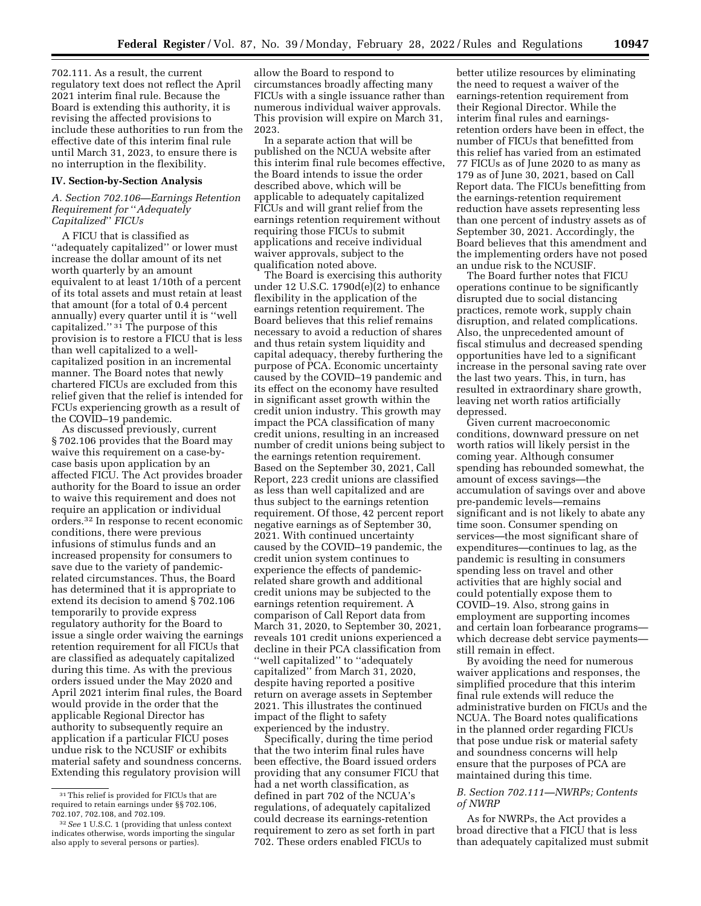702.111. As a result, the current regulatory text does not reflect the April 2021 interim final rule. Because the Board is extending this authority, it is revising the affected provisions to include these authorities to run from the effective date of this interim final rule until March 31, 2023, to ensure there is no interruption in the flexibility.

## IV. Section-by-Section Analysis

### *A. Section 702.106—Earnings Retention Requirement for ''Adequately Capitalized'' FICUs*

A FICU that is classified as ''adequately capitalized'' or lower must increase the dollar amount of its net worth quarterly by an amount equivalent to at least 1/10th of a percent of its total assets and must retain at least that amount (for a total of 0.4 percent annually) every quarter until it is ''well capitalized.''[31] The purpose of this provision is to restore a FICU that is less than well capitalized to a well-capitalized position in an incremental manner. The Board notes that newly chartered FICUs are excluded from this relief given that the relief is intended for FCUs experiencing growth as a result of the COVID–19 pandemic.

As discussed previously, current § 702.106 provides that the Board may waive this requirement on a case-by-case basis upon application by an affected FICU. The Act provides broader authority for the Board to issue an order to waive this requirement and does not require an application or individual orders.[32] In response to recent economic conditions, there were previous infusions of stimulus funds and an increased propensity for consumers to save due to the variety of pandemic-related circumstances. Thus, the Board has determined that it is appropriate to extend its decision to amend § 702.106 temporarily to provide express regulatory authority for the Board to issue a single order waiving the earnings retention requirement for all FICUs that are classified as adequately capitalized during this time. As with the previous orders issued under the May 2020 and April 2021 interim final rules, the Board would provide in the order that the applicable Regional Director has authority to subsequently require an application if a particular FICU poses undue risk to the NCUSIF or exhibits material safety and soundness concerns. Extending this regulatory provision will allow the Board to respond to circumstances broadly affecting many FICUs with a single issuance rather than numerous individual waiver approvals. This provision will expire on March 31, 2023.

In a separate action that will be published on the NCUA website after this interim final rule becomes effective, the Board intends to issue the order described above, which will be applicable to adequately capitalized FICUs and will grant relief from the earnings retention requirement without requiring those FICUs to submit applications and receive individual waiver approvals, subject to the qualification noted above.

The Board is exercising this authority under 12 U.S.C. 1790d(e)(2) to enhance flexibility in the application of the earnings retention requirement. The Board believes that this relief remains necessary to avoid a reduction of shares and thus retain system liquidity and capital adequacy, thereby furthering the purpose of PCA. Economic uncertainty caused by the COVID–19 pandemic and its effect on the economy have resulted in significant asset growth within the credit union industry. This growth may impact the PCA classification of many credit unions, resulting in an increased number of credit unions being subject to the earnings retention requirement. Based on the September 30, 2021, Call Report, 223 credit unions are classified as less than well capitalized and are thus subject to the earnings retention requirement. Of those, 42 percent report negative earnings as of September 30, 2021. With continued uncertainty caused by the COVID–19 pandemic, the credit union system continues to experience the effects of pandemic-related share growth and additional credit unions may be subjected to the earnings retention requirement. A comparison of Call Report data from March 31, 2020, to September 30, 2021, reveals 101 credit unions experienced a decline in their PCA classification from ''well capitalized'' to ''adequately capitalized'' from March 31, 2020, despite having reported a positive return on average assets in September 2021. This illustrates the continued impact of the flight to safety experienced by the industry.

Specifically, during the time period that the two interim final rules have been effective, the Board issued orders providing that any consumer FICU that had a net worth classification, as defined in part 702 of the NCUA's regulations, of adequately capitalized could decrease its earnings-retention requirement to zero as set forth in part 702. These orders enabled FICUs to better utilize resources by eliminating the need to request a waiver of the earnings-retention requirement from their Regional Director. While the interim final rules and earnings-retention orders have been in effect, the number of FICUs that benefitted from this relief has varied from an estimated 77 FICUs as of June 2020 to as many as 179 as of June 30, 2021, based on Call Report data. The FICUs benefitting from the earnings-retention requirement reduction have assets representing less than one percent of industry assets as of September 30, 2021. Accordingly, the Board believes that this amendment and the implementing orders have not posed an undue risk to the NCUSIF.

The Board further notes that FICU operations continue to be significantly disrupted due to social distancing practices, remote work, supply chain disruption, and related complications. Also, the unprecedented amount of fiscal stimulus and decreased spending opportunities have led to a significant increase in the personal saving rate over the last two years. This, in turn, has resulted in extraordinary share growth, leaving net worth ratios artificially depressed.

Given current macroeconomic conditions, downward pressure on net worth ratios will likely persist in the coming year. Although consumer spending has rebounded somewhat, the amount of excess savings—the accumulation of savings over and above pre-pandemic levels—remains significant and is not likely to abate any time soon. Consumer spending on services—the most significant share of expenditures—continues to lag, as the pandemic is resulting in consumers spending less on travel and other activities that are highly social and could potentially expose them to COVID–19. Also, strong gains in employment are supporting incomes and certain loan forbearance programs—which decrease debt service payments—still remain in effect.

By avoiding the need for numerous waiver applications and responses, the simplified procedure that this interim final rule extends will reduce the administrative burden on FICUs and the NCUA. The Board notes qualifications in the planned order regarding FICUs that pose undue risk or material safety and soundness concerns will help ensure that the purposes of PCA are maintained during this time.

### *B. Section 702.111—NWRPs; Contents of NWRP*

As for NWRPs, the Act provides a broad directive that a FICU that is less than adequately capitalized must submit

---

[31] This relief is provided for FICUs that are required to retain earnings under §§ 702.106, 702.107, 702.108, and 702.109.

[32] *See* 1 U.S.C. 1 (providing that unless context indicates otherwise, words importing the singular also apply to several persons or parties).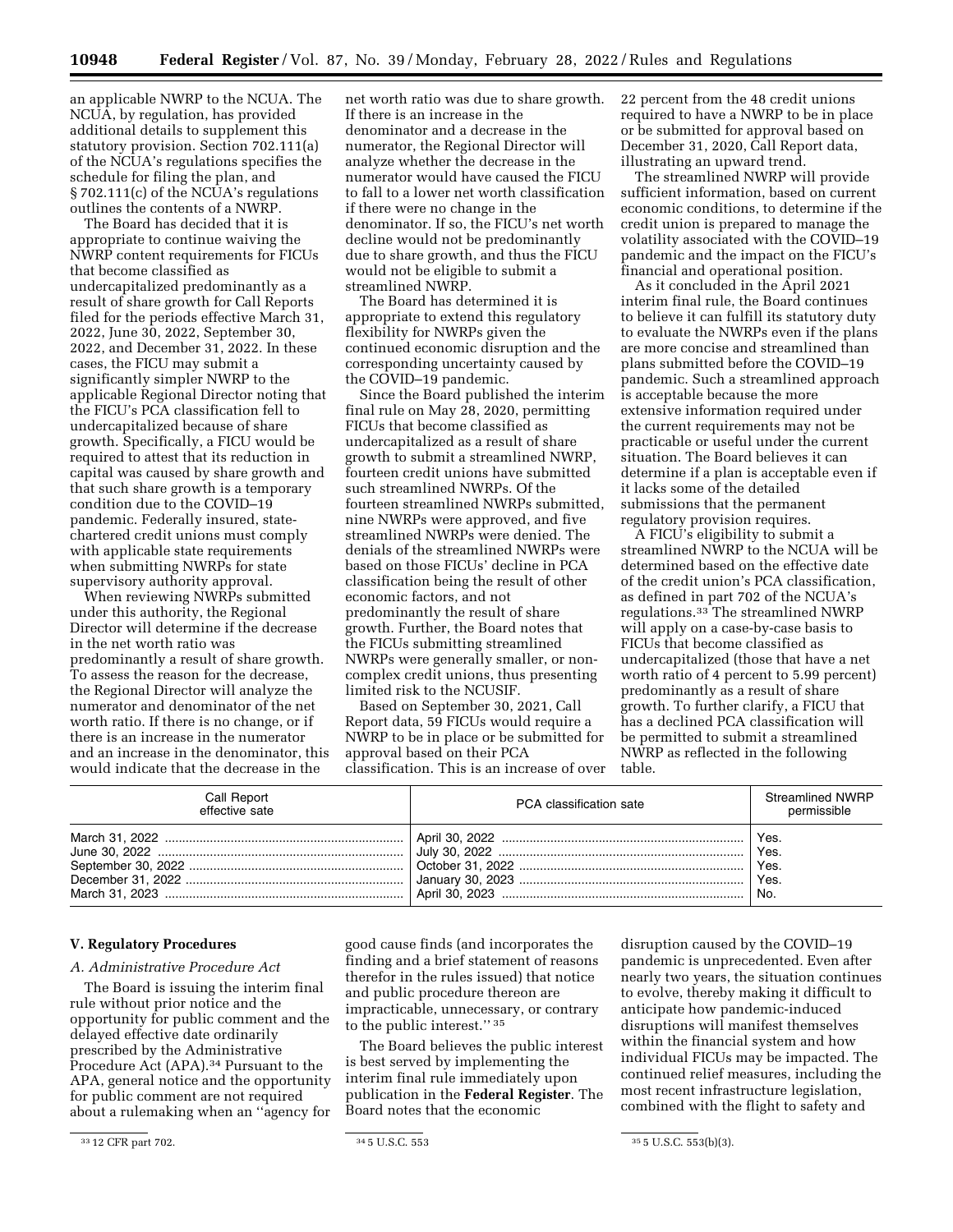an applicable NWRP to the NCUA. The NCUA, by regulation, has provided additional details to supplement this statutory provision. Section 702.111(a) of the NCUA's regulations specifies the schedule for filing the plan, and § 702.111(c) of the NCUA's regulations outlines the contents of a NWRP.

The Board has decided that it is appropriate to continue waiving the NWRP content requirements for FICUs that become classified as undercapitalized predominantly as a result of share growth for Call Reports filed for the periods effective March 31, 2022, June 30, 2022, September 30, 2022, and December 31, 2022. In these cases, the FICU may submit a significantly simpler NWRP to the applicable Regional Director noting that the FICU's PCA classification fell to undercapitalized because of share growth. Specifically, a FICU would be required to attest that its reduction in capital was caused by share growth and that such share growth is a temporary condition due to the COVID–19 pandemic. Federally insured, state-chartered credit unions must comply with applicable state requirements when submitting NWRPs for state supervisory authority approval.

When reviewing NWRPs submitted under this authority, the Regional Director will determine if the decrease in the net worth ratio was predominantly a result of share growth. To assess the reason for the decrease, the Regional Director will analyze the numerator and denominator of the net worth ratio. If there is no change, or if there is an increase in the numerator and an increase in the denominator, this would indicate that the decrease in the net worth ratio was due to share growth. If there is an increase in the denominator and a decrease in the numerator, the Regional Director will analyze whether the decrease in the numerator would have caused the FICU to fall to a lower net worth classification if there were no change in the denominator. If so, the FICU's net worth decline would not be predominantly due to share growth, and thus the FICU would not be eligible to submit a streamlined NWRP.

The Board has determined it is appropriate to extend this regulatory flexibility for NWRPs given the continued economic disruption and the corresponding uncertainty caused by the COVID–19 pandemic.

Since the Board published the interim final rule on May 28, 2020, permitting FICUs that become classified as undercapitalized as a result of share growth to submit a streamlined NWRP, fourteen credit unions have submitted such streamlined NWRPs. Of the fourteen streamlined NWRPs submitted, nine NWRPs were approved, and five streamlined NWRPs were denied. The denials of the streamlined NWRPs were based on those FICUs' decline in PCA classification being the result of other economic factors, and not predominantly the result of share growth. Further, the Board notes that the FICUs submitting streamlined NWRPs were generally smaller, or non-complex credit unions, thus presenting limited risk to the NCUSIF.

Based on September 30, 2021, Call Report data, 59 FICUs would require a NWRP to be in place or be submitted for approval based on their PCA classification. This is an increase of over 22 percent from the 48 credit unions required to have a NWRP to be in place or be submitted for approval based on December 31, 2020, Call Report data, illustrating an upward trend.

The streamlined NWRP will provide sufficient information, based on current economic conditions, to determine if the credit union is prepared to manage the volatility associated with the COVID–19 pandemic and the impact on the FICU's financial and operational position.

As it concluded in the April 2021 interim final rule, the Board continues to believe it can fulfill its statutory duty to evaluate the NWRPs even if the plans are more concise and streamlined than plans submitted before the COVID–19 pandemic. Such a streamlined approach is acceptable because the more extensive information required under the current requirements may not be practicable or useful under the current situation. The Board believes it can determine if a plan is acceptable even if it lacks some of the detailed submissions that the permanent regulatory provision requires.

A FICU's eligibility to submit a streamlined NWRP to the NCUA will be determined based on the effective date of the credit union's PCA classification, as defined in part 702 of the NCUA's regulations.[33] The streamlined NWRP will apply on a case-by-case basis to FICUs that become classified as undercapitalized (those that have a net worth ratio of 4 percent to 5.99 percent) predominantly as a result of share growth. To further clarify, a FICU that has a declined PCA classification will be permitted to submit a streamlined NWRP as reflected in the following table.

| Call Report effective sate | PCA classification sate | Streamlined NWRP permissible |
|---|---|---|
| March 31, 2022 | April 30, 2022 | Yes. |
| June 30, 2022 | July 30, 2022 | Yes. |
| September 30, 2022 | October 31, 2022 | Yes. |
| December 31, 2022 | January 30, 2023 | Yes. |
| March 31, 2023 | April 30, 2023 | No. |

## V. Regulatory Procedures

### A. Administrative Procedure Act

The Board is issuing the interim final rule without prior notice and the opportunity for public comment and the delayed effective date ordinarily prescribed by the Administrative Procedure Act (APA).[34] Pursuant to the APA, general notice and the opportunity for public comment are not required about a rulemaking when an ''agency for good cause finds (and incorporates the finding and a brief statement of reasons therefor in the rules issued) that notice and public procedure thereon are impracticable, unnecessary, or contrary to the public interest.'' [35]

The Board believes the public interest is best served by implementing the interim final rule immediately upon publication in the **Federal Register**. The Board notes that the economic disruption caused by the COVID–19 pandemic is unprecedented. Even after nearly two years, the situation continues to evolve, thereby making it difficult to anticipate how pandemic-induced disruptions will manifest themselves within the financial system and how individual FICUs may be impacted. The continued relief measures, including the most recent infrastructure legislation, combined with the flight to safety and

[33] 12 CFR part 702.

[34] 5 U.S.C. 553

[35] 5 U.S.C. 553(b)(3).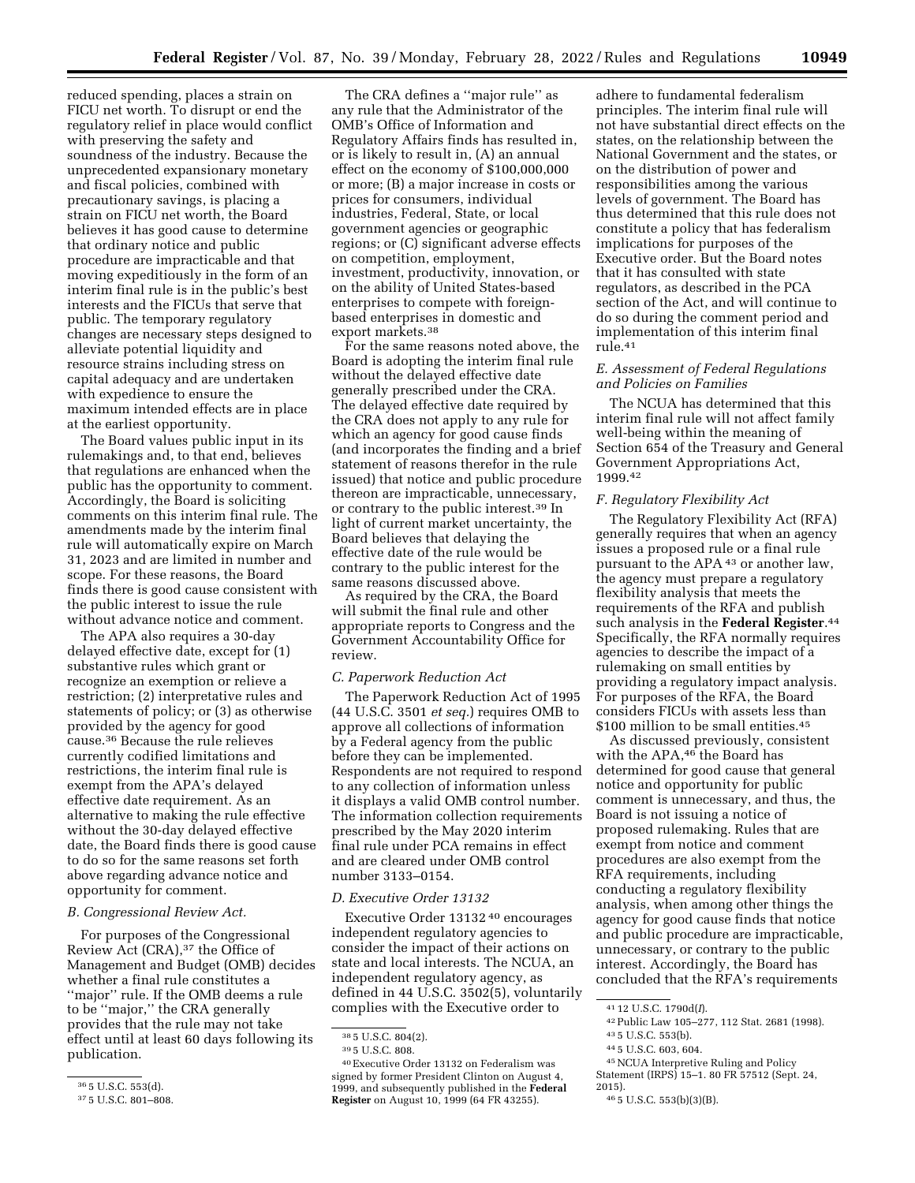reduced spending, places a strain on FICU net worth. To disrupt or end the regulatory relief in place would conflict with preserving the safety and soundness of the industry. Because the unprecedented expansionary monetary and fiscal policies, combined with precautionary savings, is placing a strain on FICU net worth, the Board believes it has good cause to determine that ordinary notice and public procedure are impracticable and that moving expeditiously in the form of an interim final rule is in the public's best interests and the FICUs that serve that public. The temporary regulatory changes are necessary steps designed to alleviate potential liquidity and resource strains including stress on capital adequacy and are undertaken with expedience to ensure the maximum intended effects are in place at the earliest opportunity.

The Board values public input in its rulemakings and, to that end, believes that regulations are enhanced when the public has the opportunity to comment. Accordingly, the Board is soliciting comments on this interim final rule. The amendments made by the interim final rule will automatically expire on March 31, 2023 and are limited in number and scope. For these reasons, the Board finds there is good cause consistent with the public interest to issue the rule without advance notice and comment.

The APA also requires a 30-day delayed effective date, except for (1) substantive rules which grant or recognize an exemption or relieve a restriction; (2) interpretative rules and statements of policy; or (3) as otherwise provided by the agency for good cause.[36] Because the rule relieves currently codified limitations and restrictions, the interim final rule is exempt from the APA's delayed effective date requirement. As an alternative to making the rule effective without the 30-day delayed effective date, the Board finds there is good cause to do so for the same reasons set forth above regarding advance notice and opportunity for comment.

### B. Congressional Review Act.

For purposes of the Congressional Review Act (CRA),[37] the Office of Management and Budget (OMB) decides whether a final rule constitutes a ''major'' rule. If the OMB deems a rule to be ''major,'' the CRA generally provides that the rule may not take effect until at least 60 days following its publication.

The CRA defines a ''major rule'' as any rule that the Administrator of the OMB's Office of Information and Regulatory Affairs finds has resulted in, or is likely to result in, (A) an annual effect on the economy of $100,000,000 or more; (B) a major increase in costs or prices for consumers, individual industries, Federal, State, or local government agencies or geographic regions; or (C) significant adverse effects on competition, employment, investment, productivity, innovation, or on the ability of United States-based enterprises to compete with foreign-based enterprises in domestic and export markets.[38]

For the same reasons noted above, the Board is adopting the interim final rule without the delayed effective date generally prescribed under the CRA. The delayed effective date required by the CRA does not apply to any rule for which an agency for good cause finds (and incorporates the finding and a brief statement of reasons therefor in the rule issued) that notice and public procedure thereon are impracticable, unnecessary, or contrary to the public interest.[39] In light of current market uncertainty, the Board believes that delaying the effective date of the rule would be contrary to the public interest for the same reasons discussed above.

As required by the CRA, the Board will submit the final rule and other appropriate reports to Congress and the Government Accountability Office for review.

### C. Paperwork Reduction Act

The Paperwork Reduction Act of 1995 (44 U.S.C. 3501 *et seq.*) requires OMB to approve all collections of information by a Federal agency from the public before they can be implemented. Respondents are not required to respond to any collection of information unless it displays a valid OMB control number. The information collection requirements prescribed by the May 2020 interim final rule under PCA remains in effect and are cleared under OMB control number 3133–0154.

### D. Executive Order 13132

Executive Order 13132[40] encourages independent regulatory agencies to consider the impact of their actions on state and local interests. The NCUA, an independent regulatory agency, as defined in 44 U.S.C. 3502(5), voluntarily complies with the Executive order to adhere to fundamental federalism principles. The interim final rule will not have substantial direct effects on the states, on the relationship between the National Government and the states, or on the distribution of power and responsibilities among the various levels of government. The Board has thus determined that this rule does not constitute a policy that has federalism implications for purposes of the Executive order. But the Board notes that it has consulted with state regulators, as described in the PCA section of the Act, and will continue to do so during the comment period and implementation of this interim final rule.[41]

### E. Assessment of Federal Regulations and Policies on Families

The NCUA has determined that this interim final rule will not affect family well-being within the meaning of Section 654 of the Treasury and General Government Appropriations Act, 1999.[42]

### F. Regulatory Flexibility Act

The Regulatory Flexibility Act (RFA) generally requires that when an agency issues a proposed rule or a final rule pursuant to the APA[43] or another law, the agency must prepare a regulatory flexibility analysis that meets the requirements of the RFA and publish such analysis in the **Federal Register**.[44] Specifically, the RFA normally requires agencies to describe the impact of a rulemaking on small entities by providing a regulatory impact analysis. For purposes of the RFA, the Board considers FICUs with assets less than $100 million to be small entities.[45]

As discussed previously, consistent with the APA,[46] the Board has determined for good cause that general notice and opportunity for public comment is unnecessary, and thus, the Board is not issuing a notice of proposed rulemaking. Rules that are exempt from notice and comment procedures are also exempt from the RFA requirements, including conducting a regulatory flexibility analysis, when among other things the agency for good cause finds that notice and public procedure are impracticable, unnecessary, or contrary to the public interest. Accordingly, the Board has concluded that the RFA's requirements

---

[36] 5 U.S.C. 553(d).

[37] 5 U.S.C. 801–808.

[38] 5 U.S.C. 804(2).

[39] 5 U.S.C. 808.

[40] Executive Order 13132 on Federalism was signed by former President Clinton on August 4, 1999, and subsequently published in the **Federal Register** on August 10, 1999 (64 FR 43255).

[41] 12 U.S.C. 1790d(*l*).

[42] Public Law 105–277, 112 Stat. 2681 (1998).

[43] 5 U.S.C. 553(b).

[44] 5 U.S.C. 603, 604.

[45] NCUA Interpretive Ruling and Policy Statement (IRPS) 15–1. 80 FR 57512 (Sept. 24, 2015).

[46] 5 U.S.C. 553(b)(3)(B).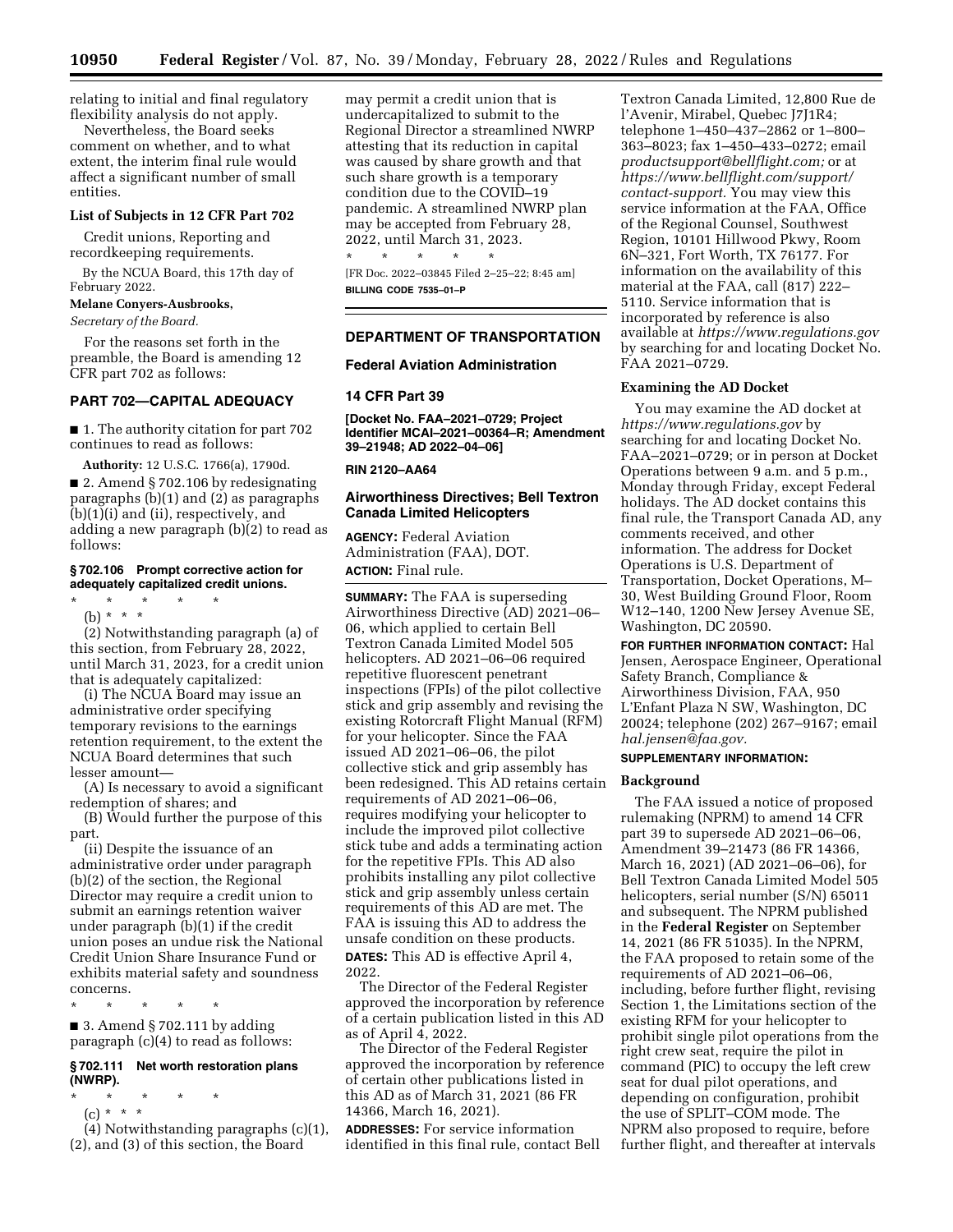relating to initial and final regulatory flexibility analysis do not apply.

Nevertheless, the Board seeks comment on whether, and to what extent, the interim final rule would affect a significant number of small entities.

**List of Subjects in 12 CFR Part 702**

Credit unions, Reporting and recordkeeping requirements.

By the NCUA Board, this 17th day of February 2022.

**Melane Conyers-Ausbrooks,**

*Secretary of the Board.*

For the reasons set forth in the preamble, the Board is amending 12 CFR part 702 as follows:

## PART 702—CAPITAL ADEQUACY

■ 1. The authority citation for part 702 continues to read as follows:

**Authority:** 12 U.S.C. 1766(a), 1790d.

■ 2. Amend § 702.106 by redesignating paragraphs (b)(1) and (2) as paragraphs (b)(1)(i) and (ii), respectively, and adding a new paragraph (b)(2) to read as follows:

### § 702.106 Prompt corrective action for adequately capitalized credit unions.

\* \* \* \* \*

(b) \* \* \*

(2) Notwithstanding paragraph (a) of this section, from February 28, 2022, until March 31, 2023, for a credit union that is adequately capitalized:

(i) The NCUA Board may issue an administrative order specifying temporary revisions to the earnings retention requirement, to the extent the NCUA Board determines that such lesser amount—

(A) Is necessary to avoid a significant redemption of shares; and

(B) Would further the purpose of this part.

(ii) Despite the issuance of an administrative order under paragraph (b)(2) of the section, the Regional Director may require a credit union to submit an earnings retention waiver under paragraph (b)(1) if the credit union poses an undue risk the National Credit Union Share Insurance Fund or exhibits material safety and soundness concerns.

\* \* \* \* \*

■ 3. Amend § 702.111 by adding paragraph (c)(4) to read as follows:

### § 702.111 Net worth restoration plans (NWRP).

\* \* \* \* \*

(c) \* \* \*

(4) Notwithstanding paragraphs (c)(1), (2), and (3) of this section, the Board may permit a credit union that is undercapitalized to submit to the Regional Director a streamlined NWRP attesting that its reduction in capital was caused by share growth and that such share growth is a temporary condition due to the COVID–19 pandemic. A streamlined NWRP plan may be accepted from February 28, 2022, until March 31, 2023.

\* \* \* \* \*

[FR Doc. 2022–03845 Filed 2–25–22; 8:45 am]

**BILLING CODE 7535–01–P**

## DEPARTMENT OF TRANSPORTATION

## Federal Aviation Administration

## 14 CFR Part 39

**[Docket No. FAA–2021–0729; Project Identifier MCAI–2021–00364–R; Amendment 39–21948; AD 2022–04–06]**

**RIN 2120–AA64**

## Airworthiness Directives; Bell Textron Canada Limited Helicopters

**AGENCY:** Federal Aviation Administration (FAA), DOT.

**ACTION:** Final rule.

**SUMMARY:** The FAA is superseding Airworthiness Directive (AD) 2021–06–06, which applied to certain Bell Textron Canada Limited Model 505 helicopters. AD 2021–06–06 required repetitive fluorescent penetrant inspections (FPIs) of the pilot collective stick and grip assembly and revising the existing Rotorcraft Flight Manual (RFM) for your helicopter. Since the FAA issued AD 2021–06–06, the pilot collective stick and grip assembly has been redesigned. This AD retains certain requirements of AD 2021–06–06, requires modifying your helicopter to include the improved pilot collective stick tube and adds a terminating action for the repetitive FPIs. This AD also prohibits installing any pilot collective stick and grip assembly unless certain requirements of this AD are met. The FAA is issuing this AD to address the unsafe condition on these products.

**DATES:** This AD is effective April 4, 2022.

The Director of the Federal Register approved the incorporation by reference of a certain publication listed in this AD as of April 4, 2022.

The Director of the Federal Register approved the incorporation by reference of certain other publications listed in this AD as of March 31, 2021 (86 FR 14366, March 16, 2021).

**ADDRESSES:** For service information identified in this final rule, contact Bell Textron Canada Limited, 12,800 Rue de l'Avenir, Mirabel, Quebec J7J1R4; telephone 1–450–437–2862 or 1–800–363–8023; fax 1–450–433–0272; email *productsupport@bellflight.com;* or at *https://www.bellflight.com/support/contact-support.* You may view this service information at the FAA, Office of the Regional Counsel, Southwest Region, 10101 Hillwood Pkwy, Room 6N–321, Fort Worth, TX 76177. For information on the availability of this material at the FAA, call (817) 222–5110. Service information that is incorporated by reference is also available at *https://www.regulations.gov* by searching for and locating Docket No. FAA 2021–0729.

**Examining the AD Docket**

You may examine the AD docket at *https://www.regulations.gov* by searching for and locating Docket No. FAA–2021–0729; or in person at Docket Operations between 9 a.m. and 5 p.m., Monday through Friday, except Federal holidays. The AD docket contains this final rule, the Transport Canada AD, any comments received, and other information. The address for Docket Operations is U.S. Department of Transportation, Docket Operations, M–30, West Building Ground Floor, Room W12–140, 1200 New Jersey Avenue SE, Washington, DC 20590.

**FOR FURTHER INFORMATION CONTACT:** Hal Jensen, Aerospace Engineer, Operational Safety Branch, Compliance & Airworthiness Division, FAA, 950 L'Enfant Plaza N SW, Washington, DC 20024; telephone (202) 267–9167; email *hal.jensen@faa.gov.*

**SUPPLEMENTARY INFORMATION:**

**Background**

The FAA issued a notice of proposed rulemaking (NPRM) to amend 14 CFR part 39 to supersede AD 2021–06–06, Amendment 39–21473 (86 FR 14366, March 16, 2021) (AD 2021–06–06), for Bell Textron Canada Limited Model 505 helicopters, serial number (S/N) 65011 and subsequent. The NPRM published in the **Federal Register** on September 14, 2021 (86 FR 51035). In the NPRM, the FAA proposed to retain some of the requirements of AD 2021–06–06, including, before further flight, revising Section 1, the Limitations section of the existing RFM for your helicopter to prohibit single pilot operations from the right crew seat, require the pilot in command (PIC) to occupy the left crew seat for dual pilot operations, and depending on configuration, prohibit the use of SPLIT–COM mode. The NPRM also proposed to require, before further flight, and thereafter at intervals